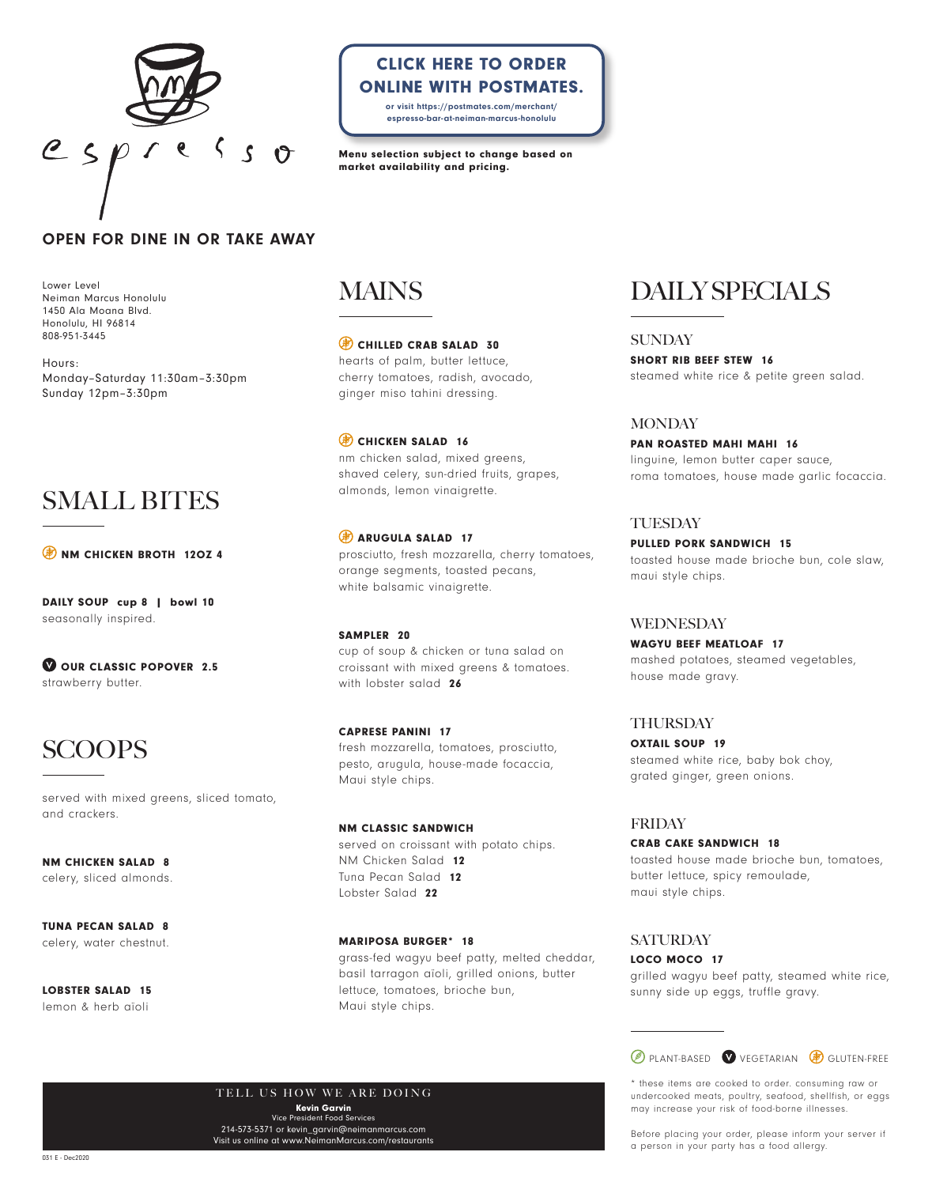# espresso

## OPEN FOR DINE IN OR TAKE AWAY

**CLICK HERE TO ORDER ONLINE WITH POSTMATES.**

or visit https://postmates.com/merchant/espresso-bar-at-neiman-marcus-honolulu

**Menu selection subject to change based on market availability and pricing.**

Lower Level
Neiman Marcus Honolulu
1450 Ala Moana Blvd.
Honolulu, HI 96814
808-951-3445

Hours:
Monday–Saturday 11:30am–3:30pm
Sunday 12pm–3:30pm

## SMALL BITES

**NM CHICKEN BROTH 12OZ 4** (gluten-free)

**DAILY SOUP cup 8 | bowl 10**
seasonally inspired.

**OUR CLASSIC POPOVER 2.5** (vegetarian)
strawberry butter.

## SCOOPS

served with mixed greens, sliced tomato, and crackers.

**NM CHICKEN SALAD 8**
celery, sliced almonds.

**TUNA PECAN SALAD 8**
celery, water chestnut.

**LOBSTER SALAD 15**
lemon & herb aïoli

## MAINS

**CHILLED CRAB SALAD 30** (gluten-free)
hearts of palm, butter lettuce, cherry tomatoes, radish, avocado, ginger miso tahini dressing.

**CHICKEN SALAD 16** (gluten-free)
nm chicken salad, mixed greens, shaved celery, sun-dried fruits, grapes, almonds, lemon vinaigrette.

**ARUGULA SALAD 17** (gluten-free)
prosciutto, fresh mozzarella, cherry tomatoes, orange segments, toasted pecans, white balsamic vinaigrette.

**SAMPLER 20**
cup of soup & chicken or tuna salad on croissant with mixed greens & tomatoes. with lobster salad **26**

**CAPRESE PANINI 17**
fresh mozzarella, tomatoes, prosciutto, pesto, arugula, house-made focaccia, Maui style chips.

**NM CLASSIC SANDWICH**
served on croissant with potato chips.
NM Chicken Salad **12**
Tuna Pecan Salad **12**
Lobster Salad **22**

**MARIPOSA BURGER* 18**
grass-fed wagyu beef patty, melted cheddar, basil tarragon aïoli, grilled onions, butter lettuce, tomatoes, brioche bun, Maui style chips.

## DAILY SPECIALS

### SUNDAY
**SHORT RIB BEEF STEW 16**
steamed white rice & petite green salad.

### MONDAY
**PAN ROASTED MAHI MAHI 16**
linguine, lemon butter caper sauce, roma tomatoes, house made garlic focaccia.

### TUESDAY
**PULLED PORK SANDWICH 15**
toasted house made brioche bun, cole slaw, maui style chips.

### WEDNESDAY
**WAGYU BEEF MEATLOAF 17**
mashed potatoes, steamed vegetables, house made gravy.

### THURSDAY
**OXTAIL SOUP 19**
steamed white rice, baby bok choy, grated ginger, green onions.

### FRIDAY
**CRAB CAKE SANDWICH 18**
toasted house made brioche bun, tomatoes, butter lettuce, spicy remoulade, maui style chips.

### SATURDAY
**LOCO MOCO 17**
grilled wagyu beef patty, steamed white rice, sunny side up eggs, truffle gravy.

PLANT-BASED | VEGETARIAN | GLUTEN-FREE

* these items are cooked to order. consuming raw or undercooked meats, poultry, seafood, shellfish, or eggs may increase your risk of food-borne illnesses.

Before placing your order, please inform your server if a person in your party has a food allergy.

TELL US HOW WE ARE DOING
**Kevin Garvin**
Vice President Food Services
214-573-5371 or kevin_garvin@neimanmarcus.com
Visit us online at www.NeimanMarcus.com/restaurants

031 E - Dec2020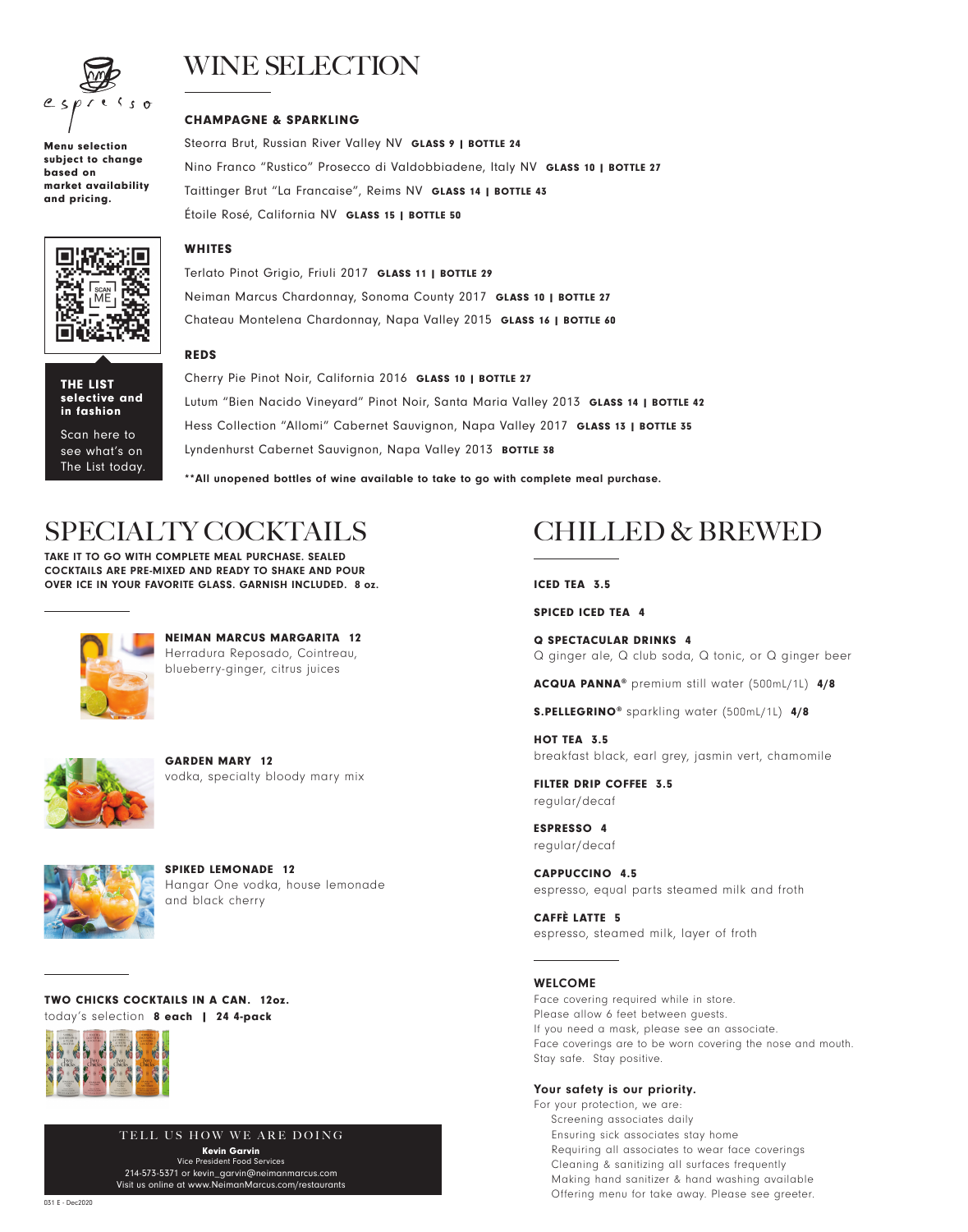espresso

**Menu selection subject to change based on market availability and pricing.**

**THE LIST selective and in fashion**

Scan here to see what's on The List today.

# WINE SELECTION

### CHAMPAGNE & SPARKLING

Steorra Brut, Russian River Valley NV **GLASS 9 | BOTTLE 24**

Nino Franco "Rustico" Prosecco di Valdobbiadene, Italy NV **GLASS 10 | BOTTLE 27**

Taittinger Brut "La Francaise", Reims NV **GLASS 14 | BOTTLE 43**

Étoile Rosé, California NV **GLASS 15 | BOTTLE 50**

### WHITES

Terlato Pinot Grigio, Friuli 2017 **GLASS 11 | BOTTLE 29**

Neiman Marcus Chardonnay, Sonoma County 2017 **GLASS 10 | BOTTLE 27**

Chateau Montelena Chardonnay, Napa Valley 2015 **GLASS 16 | BOTTLE 60**

### REDS

Cherry Pie Pinot Noir, California 2016 **GLASS 10 | BOTTLE 27**

Lutum "Bien Nacido Vineyard" Pinot Noir, Santa Maria Valley 2013 **GLASS 14 | BOTTLE 42**

Hess Collection "Allomi" Cabernet Sauvignon, Napa Valley 2017 **GLASS 13 | BOTTLE 35**

Lyndenhurst Cabernet Sauvignon, Napa Valley 2013 **BOTTLE 38**

**\*\*All unopened bottles of wine available to take to go with complete meal purchase.**

# SPECIALTY COCKTAILS

**TAKE IT TO GO WITH COMPLETE MEAL PURCHASE. SEALED COCKTAILS ARE PRE-MIXED AND READY TO SHAKE AND POUR OVER ICE IN YOUR FAVORITE GLASS. GARNISH INCLUDED. 8 oz.**

**NEIMAN MARCUS MARGARITA 12**
Herradura Reposado, Cointreau, blueberry-ginger, citrus juices

**GARDEN MARY 12**
vodka, specialty bloody mary mix

**SPIKED LEMONADE 12**
Hangar One vodka, house lemonade and black cherry

**TWO CHICKS COCKTAILS IN A CAN. 12oz.**
today's selection **8 each | 24 4-pack**

# CHILLED & BREWED

**ICED TEA 3.5**

**SPICED ICED TEA 4**

**Q SPECTACULAR DRINKS 4**
Q ginger ale, Q club soda, Q tonic, or Q ginger beer

**ACQUA PANNA®** premium still water (500mL/1L) **4/8**

**S.PELLEGRINO®** sparkling water (500mL/1L) **4/8**

**HOT TEA 3.5**
breakfast black, earl grey, jasmin vert, chamomile

**FILTER DRIP COFFEE 3.5**
regular/decaf

**ESPRESSO 4**
regular/decaf

**CAPPUCCINO 4.5**
espresso, equal parts steamed milk and froth

**CAFFÈ LATTE 5**
espresso, steamed milk, layer of froth

### WELCOME

Face covering required while in store.
Please allow 6 feet between guests.
If you need a mask, please see an associate.
Face coverings are to be worn covering the nose and mouth.
Stay safe. Stay positive.

**Your safety is our priority.**

For your protection, we are:

- Screening associates daily
- Ensuring sick associates stay home
- Requiring all associates to wear face coverings
- Cleaning & sanitizing all surfaces frequently
- Making hand sanitizer & hand washing available
- Offering menu for take away. Please see greeter.

TELL US HOW WE ARE DOING

**Kevin Garvin**
Vice President Food Services
214-573-5371 or kevin_garvin@neimanmarcus.com
Visit us online at www.NeimanMarcus.com/restaurants

031 E - Dec2020